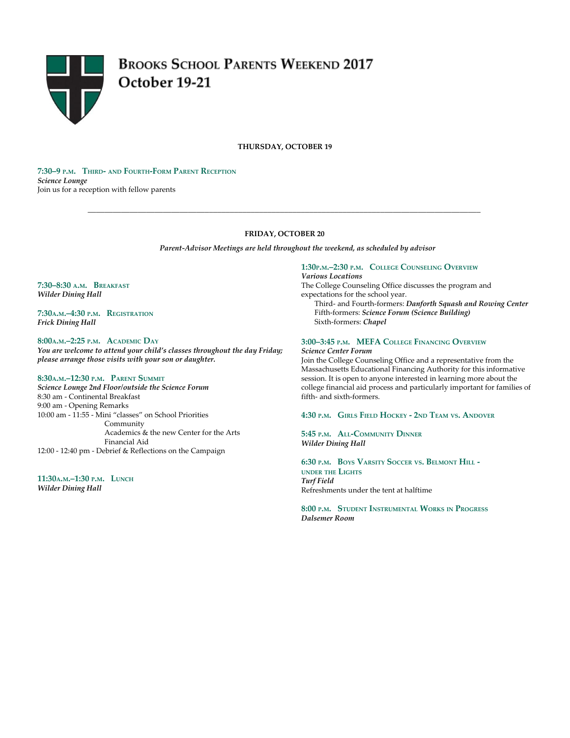# Brooks School Parents Weekend 2017
## October 19-21

### THURSDAY, OCTOBER 19

**7:30–9 P.M. Third- and Fourth-Form Parent Reception**
*Science Lounge*
Join us for a reception with fellow parents

---

### FRIDAY, OCTOBER 20

*Parent-Advisor Meetings are held throughout the weekend, as scheduled by advisor*

**7:30–8:30 A.M. Breakfast**
***Wilder Dining Hall***

**7:30A.M.–4:30 P.M. Registration**
***Frick Dining Hall***

**8:00A.M.–2:25 P.M. Academic Day**
***You are welcome to attend your child's classes throughout the day Friday; please arrange those visits with your son or daughter.***

**8:30A.M.–12:30 P.M. Parent Summit**
***Science Lounge 2nd Floor/outside the Science Forum***
8:30 am - Continental Breakfast
9:00 am - Opening Remarks
10:00 am - 11:55 - Mini "classes" on School Priorities
- Community
- Academics & the new Center for the Arts
- Financial Aid

12:00 - 12:40 pm - Debrief & Reflections on the Campaign

**11:30A.M.–1:30 P.M. Lunch**
***Wilder Dining Hall***

**1:30P.M.–2:30 P.M. College Counseling Overview**
***Various Locations***
The College Counseling Office discusses the program and expectations for the school year.
- Third- and Fourth-formers: ***Danforth Squash and Rowing Center***
- Fifth-formers: ***Science Forum (Science Building)***
- Sixth-formers: ***Chapel***

**3:00–3:45 P.M. MEFA College Financing Overview**
***Science Center Forum***
Join the College Counseling Office and a representative from the Massachusetts Educational Financing Authority for this informative session. It is open to anyone interested in learning more about the college financial aid process and particularly important for families of fifth- and sixth-formers.

**4:30 P.M. Girls Field Hockey - 2nd Team vs. Andover**

**5:45 P.M. All-Community Dinner**
***Wilder Dining Hall***

**6:30 P.M. Boys Varsity Soccer vs. Belmont Hill - under the Lights**
***Turf Field***
Refreshments under the tent at halftime

**8:00 P.M. Student Instrumental Works in Progress**
***Dalsemer Room***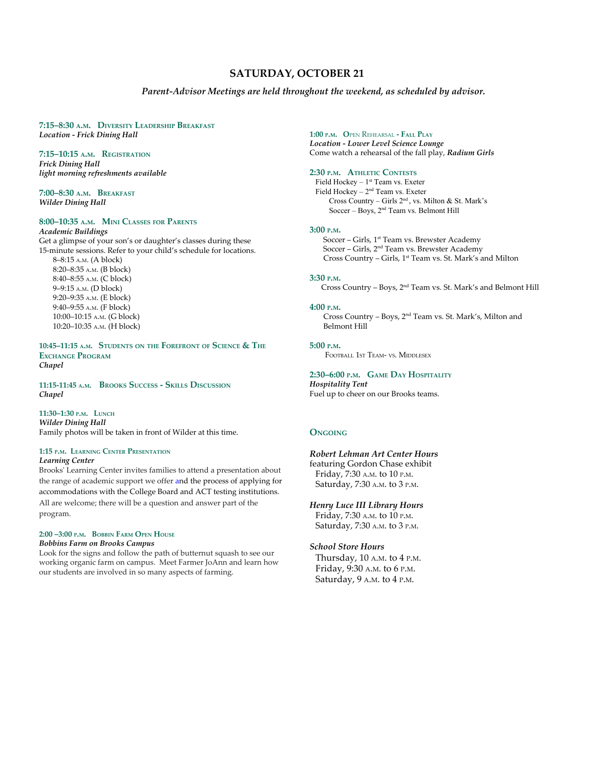# SATURDAY, OCTOBER 21

*Parent-Advisor Meetings are held throughout the weekend, as scheduled by advisor.*

**7:15–8:30 A.M. DIVERSITY LEADERSHIP BREAKFAST**
***Location - Frick Dining Hall***

**7:15–10:15 A.M. REGISTRATION**
***Frick Dining Hall***
***light morning refreshments available***

**7:00–8:30 A.M. BREAKFAST**
***Wilder Dining Hall***

**8:00–10:35 A.M. MINI CLASSES FOR PARENTS**
***Academic Buildings***
Get a glimpse of your son's or daughter's classes during these 15-minute sessions. Refer to your child's schedule for locations.

- 8–8:15 A.M. (A block)
- 8:20–8:35 A.M. (B block)
- 8:40–8:55 A.M. (C block)
- 9–9:15 A.M. (D block)
- 9:20–9:35 A.M. (E block)
- 9:40–9:55 A.M. (F block)
- 10:00–10:15 A.M. (G block)
- 10:20–10:35 A.M. (H block)

**10:45–11:15 A.M. STUDENTS ON THE FOREFRONT OF SCIENCE & THE EXCHANGE PROGRAM**
***Chapel***

**11:15-11:45 A.M. BROOKS SUCCESS - SKILLS DISCUSSION**
***Chapel***

**11:30–1:30 P.M. LUNCH**
***Wilder Dining Hall***
Family photos will be taken in front of Wilder at this time.

**1:15 P.M. LEARNING CENTER PRESENTATION**
***Learning Center***
Brooks' Learning Center invites families to attend a presentation about the range of academic support we offer and the process of applying for accommodations with the College Board and ACT testing institutions. All are welcome; there will be a question and answer part of the program.

**2:00 –3:00 P.M. BOBBIN FARM OPEN HOUSE**
***Bobbins Farm on Brooks Campus***
Look for the signs and follow the path of butternut squash to see our working organic farm on campus. Meet Farmer JoAnn and learn how our students are involved in so many aspects of farming.

**1:00 P.M. OPEN REHEARSAL - FALL PLAY**
***Location - Lower Level Science Lounge***
Come watch a rehearsal of the fall play, ***Radium Girls***

**2:30 P.M. ATHLETIC CONTESTS**

- Field Hockey – 1st Team vs. Exeter
- Field Hockey – 2nd Team vs. Exeter
- Cross Country – Girls 2nd, vs. Milton & St. Mark's
- Soccer – Boys, 2nd Team vs. Belmont Hill

**3:00 P.M.**

- Soccer – Girls, 1st Team vs. Brewster Academy
- Soccer – Girls, 2nd Team vs. Brewster Academy
- Cross Country – Girls, 1st Team vs. St. Mark's and Milton

**3:30 P.M.**

- Cross Country – Boys, 2nd Team vs. St. Mark's and Belmont Hill

**4:00 P.M.**

- Cross Country – Boys, 2nd Team vs. St. Mark's, Milton and Belmont Hill

**5:00 P.M.**

- FOOTBALL 1ST TEAM- VS. MIDDLESEX

**2:30–6:00 P.M. GAME DAY HOSPITALITY**
***Hospitality Tent***
Fuel up to cheer on our Brooks teams.

## ONGOING

***Robert Lehman Art Center Hours***
featuring Gordon Chase exhibit
Friday, 7:30 A.M. to 10 P.M.
Saturday, 7:30 A.M. to 3 P.M.

***Henry Luce III Library Hours***
Friday, 7:30 A.M. to 10 P.M.
Saturday, 7:30 A.M. to 3 P.M.

***School Store Hours***
Thursday, 10 A.M. to 4 P.M.
Friday, 9:30 A.M. to 6 P.M.
Saturday, 9 A.M. to 4 P.M.